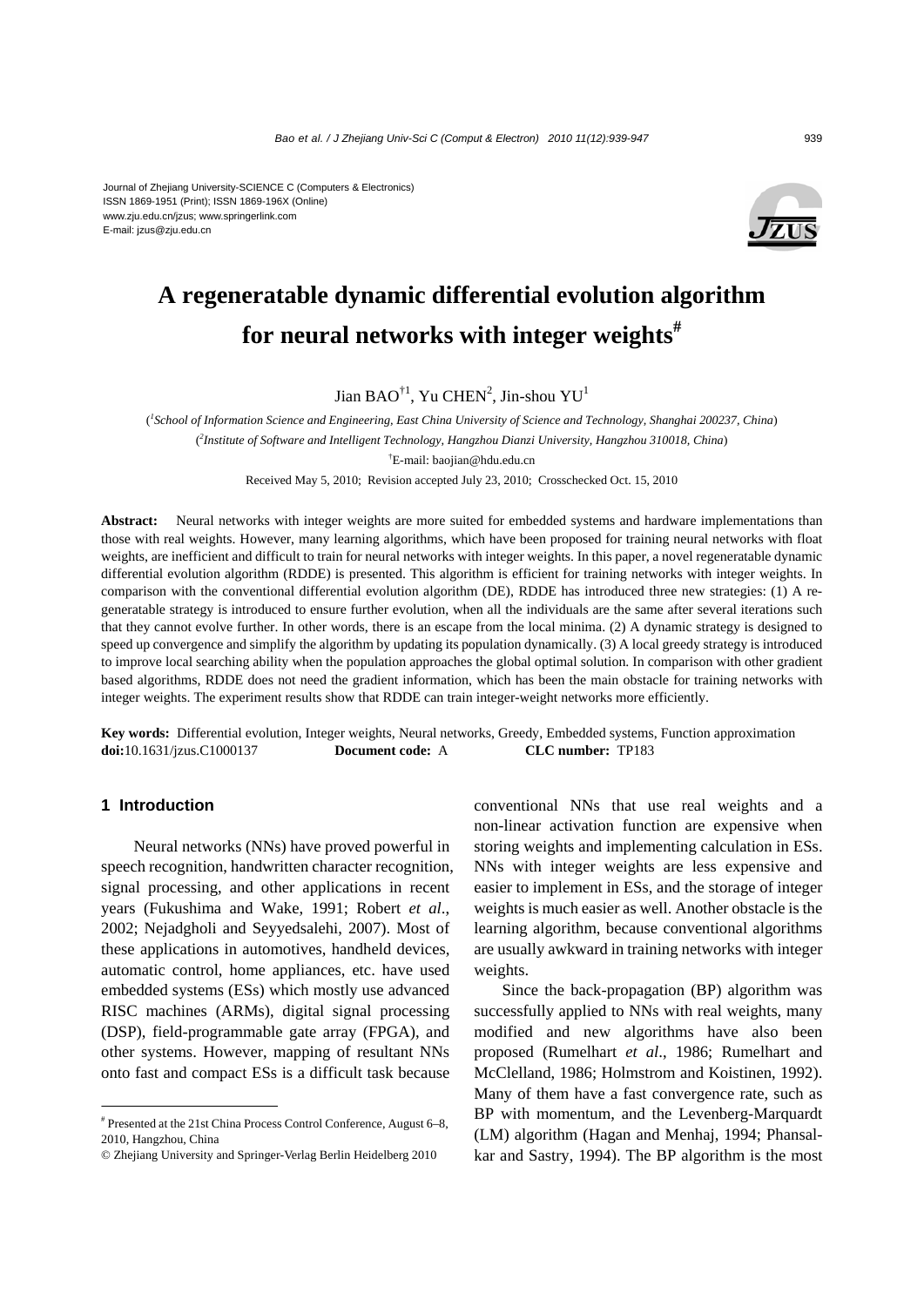Journal of Zhejiang University-SCIENCE C (Computers & Electronics)
ISSN 1869-1951 (Print); ISSN 1869-196X (Online)
www.zju.edu.cn/jzus; www.springerlink.com
E-mail: jzus@zju.edu.cn

# A regeneratable dynamic differential evolution algorithm for neural networks with integer weights[#]

Jian BAO[†1], Yu CHEN[2], Jin-shou YU[1]

([1]*School of Information Science and Engineering, East China University of Science and Technology, Shanghai 200237, China*)

([2]*Institute of Software and Intelligent Technology, Hangzhou Dianzi University, Hangzhou 310018, China*)

[†]E-mail: baojian@hdu.edu.cn

Received May 5, 2010; Revision accepted July 23, 2010; Crosschecked Oct. 15, 2010

**Abstract:** Neural networks with integer weights are more suited for embedded systems and hardware implementations than those with real weights. However, many learning algorithms, which have been proposed for training neural networks with float weights, are inefficient and difficult to train for neural networks with integer weights. In this paper, a novel regeneratable dynamic differential evolution algorithm (RDDE) is presented. This algorithm is efficient for training networks with integer weights. In comparison with the conventional differential evolution algorithm (DE), RDDE has introduced three new strategies: (1) A regeneratable strategy is introduced to ensure further evolution, when all the individuals are the same after several iterations such that they cannot evolve further. In other words, there is an escape from the local minima. (2) A dynamic strategy is designed to speed up convergence and simplify the algorithm by updating its population dynamically. (3) A local greedy strategy is introduced to improve local searching ability when the population approaches the global optimal solution. In comparison with other gradient based algorithms, RDDE does not need the gradient information, which has been the main obstacle for training networks with integer weights. The experiment results show that RDDE can train integer-weight networks more efficiently.

**Key words:** Differential evolution, Integer weights, Neural networks, Greedy, Embedded systems, Function approximation
**doi:**10.1631/jzus.C1000137 **Document code:** A **CLC number:** TP183

## 1 Introduction

Neural networks (NNs) have proved powerful in speech recognition, handwritten character recognition, signal processing, and other applications in recent years (Fukushima and Wake, 1991; Robert *et al*., 2002; Nejadgholi and Seyyedsalehi, 2007). Most of these applications in automotives, handheld devices, automatic control, home appliances, etc. have used embedded systems (ESs) which mostly use advanced RISC machines (ARMs), digital signal processing (DSP), field-programmable gate array (FPGA), and other systems. However, mapping of resultant NNs onto fast and compact ESs is a difficult task because conventional NNs that use real weights and a non-linear activation function are expensive when storing weights and implementing calculation in ESs. NNs with integer weights are less expensive and easier to implement in ESs, and the storage of integer weights is much easier as well. Another obstacle is the learning algorithm, because conventional algorithms are usually awkward in training networks with integer weights.

Since the back-propagation (BP) algorithm was successfully applied to NNs with real weights, many modified and new algorithms have also been proposed (Rumelhart *et al*., 1986; Rumelhart and McClelland, 1986; Holmstrom and Koistinen, 1992). Many of them have a fast convergence rate, such as BP with momentum, and the Levenberg-Marquardt (LM) algorithm (Hagan and Menhaj, 1994; Phansalkar and Sastry, 1994). The BP algorithm is the most

---

[#] Presented at the 21st China Process Control Conference, August 6–8, 2010, Hangzhou, China

© Zhejiang University and Springer-Verlag Berlin Heidelberg 2010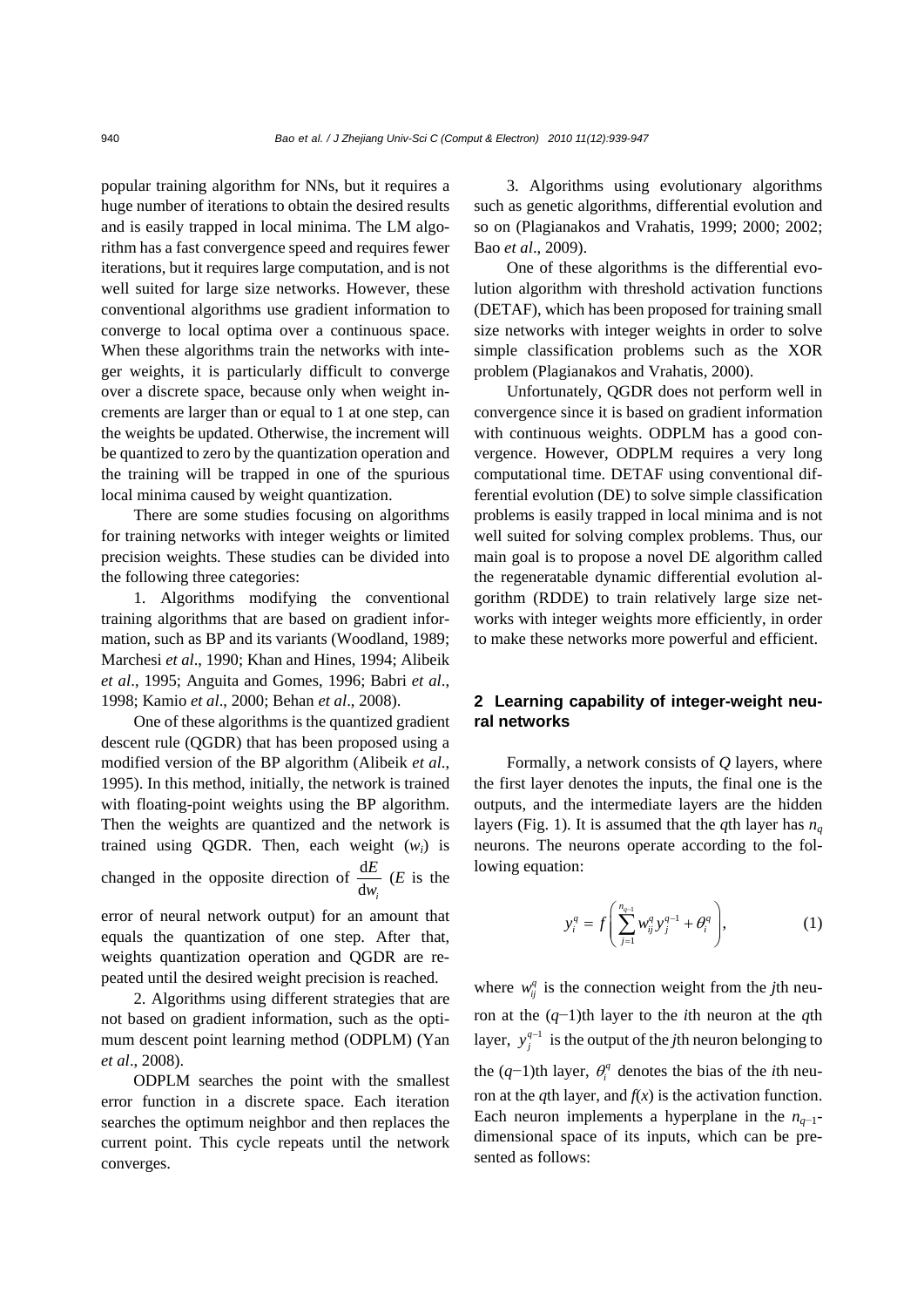popular training algorithm for NNs, but it requires a huge number of iterations to obtain the desired results and is easily trapped in local minima. The LM algorithm has a fast convergence speed and requires fewer iterations, but it requires large computation, and is not well suited for large size networks. However, these conventional algorithms use gradient information to converge to local optima over a continuous space. When these algorithms train the networks with integer weights, it is particularly difficult to converge over a discrete space, because only when weight increments are larger than or equal to 1 at one step, can the weights be updated. Otherwise, the increment will be quantized to zero by the quantization operation and the training will be trapped in one of the spurious local minima caused by weight quantization.

There are some studies focusing on algorithms for training networks with integer weights or limited precision weights. These studies can be divided into the following three categories:

1. Algorithms modifying the conventional training algorithms that are based on gradient information, such as BP and its variants (Woodland, 1989; Marchesi *et al*., 1990; Khan and Hines, 1994; Alibeik *et al*., 1995; Anguita and Gomes, 1996; Babri *et al*., 1998; Kamio *et al*., 2000; Behan *et al*., 2008).

One of these algorithms is the quantized gradient descent rule (QGDR) that has been proposed using a modified version of the BP algorithm (Alibeik *et al.*, 1995). In this method, initially, the network is trained with floating-point weights using the BP algorithm. Then the weights are quantized and the network is trained using QGDR. Then, each weight ($w_i$) is changed in the opposite direction of $\frac{\mathrm{d}E}{\mathrm{d}w_i}$ ($E$ is the error of neural network output) for an amount that equals the quantization of one step. After that, weights quantization operation and QGDR are repeated until the desired weight precision is reached.

2. Algorithms using different strategies that are not based on gradient information, such as the optimum descent point learning method (ODPLM) (Yan *et al*., 2008).

ODPLM searches the point with the smallest error function in a discrete space. Each iteration searches the optimum neighbor and then replaces the current point. This cycle repeats until the network converges.

3. Algorithms using evolutionary algorithms such as genetic algorithms, differential evolution and so on (Plagianakos and Vrahatis, 1999; 2000; 2002; Bao *et al*., 2009).

One of these algorithms is the differential evolution algorithm with threshold activation functions (DETAF), which has been proposed for training small size networks with integer weights in order to solve simple classification problems such as the XOR problem (Plagianakos and Vrahatis, 2000).

Unfortunately, QGDR does not perform well in convergence since it is based on gradient information with continuous weights. ODPLM has a good convergence. However, ODPLM requires a very long computational time. DETAF using conventional differential evolution (DE) to solve simple classification problems is easily trapped in local minima and is not well suited for solving complex problems. Thus, our main goal is to propose a novel DE algorithm called the regeneratable dynamic differential evolution algorithm (RDDE) to train relatively large size networks with integer weights more efficiently, in order to make these networks more powerful and efficient.

## 2 Learning capability of integer-weight neural networks

Formally, a network consists of $Q$ layers, where the first layer denotes the inputs, the final one is the outputs, and the intermediate layers are the hidden layers (Fig. 1). It is assumed that the $q$th layer has $n_q$ neurons. The neurons operate according to the following equation:

$$y_i^q = f\left(\sum_{j=1}^{n_{q-1}} w_{ij}^q y_j^{q-1} + \theta_i^q\right), \tag{1}$$

where $w_{ij}^q$ is the connection weight from the $j$th neuron at the $(q-1)$th layer to the $i$th neuron at the $q$th layer, $y_j^{q-1}$ is the output of the $j$th neuron belonging to the $(q-1)$th layer, $\theta_i^q$ denotes the bias of the $i$th neuron at the $q$th layer, and $f(x)$ is the activation function. Each neuron implements a hyperplane in the $n_{q-1}$-dimensional space of its inputs, which can be presented as follows: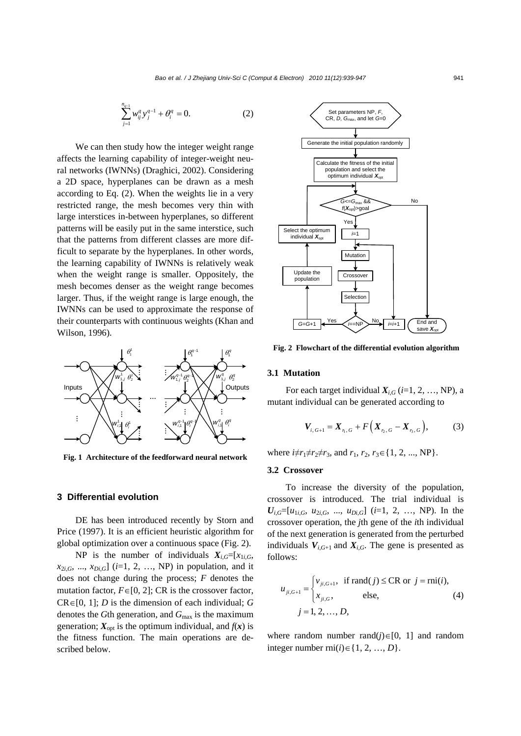$$\sum_{j=1}^{n_{q-1}} w_{ij}^{q} y_j^{q-1} + \theta_i^{q} = 0. \tag{2}$$

We can then study how the integer weight range affects the learning capability of integer-weight neural networks (IWNNs) (Draghici, 2002). Considering a 2D space, hyperplanes can be drawn as a mesh according to Eq. (2). When the weights lie in a very restricted range, the mesh becomes very thin with large interstices in-between hyperplanes, so different patterns will be easily put in the same interstice, such that the patterns from different classes are more difficult to separate by the hyperplanes. In other words, the learning capability of IWNNs is relatively weak when the weight range is smaller. Oppositely, the mesh becomes denser as the weight range becomes larger. Thus, if the weight range is large enough, the IWNNs can be used to approximate the response of their counterparts with continuous weights (Khan and Wilson, 1996).

**Fig. 1 Architecture of the feedforward neural network**

## 3 Differential evolution

DE has been introduced recently by Storn and Price (1997). It is an efficient heuristic algorithm for global optimization over a continuous space (Fig. 2).

NP is the number of individuals $\boldsymbol{X}_{i,G}=[x_{1i,G}, x_{2i,G}, ..., x_{Di,G}]$ ($i$=1, 2, …, NP) in population, and it does not change during the process; $F$ denotes the mutation factor, $F\in[0, 2]$; CR is the crossover factor, CR$\in$[0, 1]; $D$ is the dimension of each individual; $G$ denotes the $G$th generation, and $G_{\max}$ is the maximum generation; $\boldsymbol{X}_{\text{opt}}$ is the optimum individual, and $f(\boldsymbol{x})$ is the fitness function. The main operations are described below.

**Fig. 2 Flowchart of the differential evolution algorithm**

### 3.1 Mutation

For each target individual $\boldsymbol{X}_{i,G}$ ($i$=1, 2, …, NP), a mutant individual can be generated according to

$$\boldsymbol{V}_{i,G+1} = \boldsymbol{X}_{r_1,G} + F\left(\boldsymbol{X}_{r_2,G} - \boldsymbol{X}_{r_3,G}\right), \tag{3}$$

where $i\neq r_1\neq r_2\neq r_3$, and $r_1, r_2, r_3\in\{1, 2, ..., \text{NP}\}$.

### 3.2 Crossover

To increase the diversity of the population, crossover is introduced. The trial individual is $\boldsymbol{U}_{i,G}=[u_{1i,G}, u_{2i,G}, ..., u_{Di,G}]$ ($i$=1, 2, …, NP). In the crossover operation, the $j$th gene of the $i$th individual of the next generation is generated from the perturbed individuals $\boldsymbol{V}_{i,G+1}$ and $\boldsymbol{X}_{i,G}$. The gene is presented as follows:

$$u_{ji,G+1} = \begin{cases} v_{ji,G+1}, & \text{if } \text{rand}(j) \le \text{CR or } j = \text{rni}(i), \\ x_{ji,G}, & \text{else}, \end{cases} \tag{4}$$
$$j = 1, 2, \dots, D,$$

where random number rand($j$)$\in$[0, 1] and random integer number rni($i$)$\in$$\{1, 2, …, D\}$.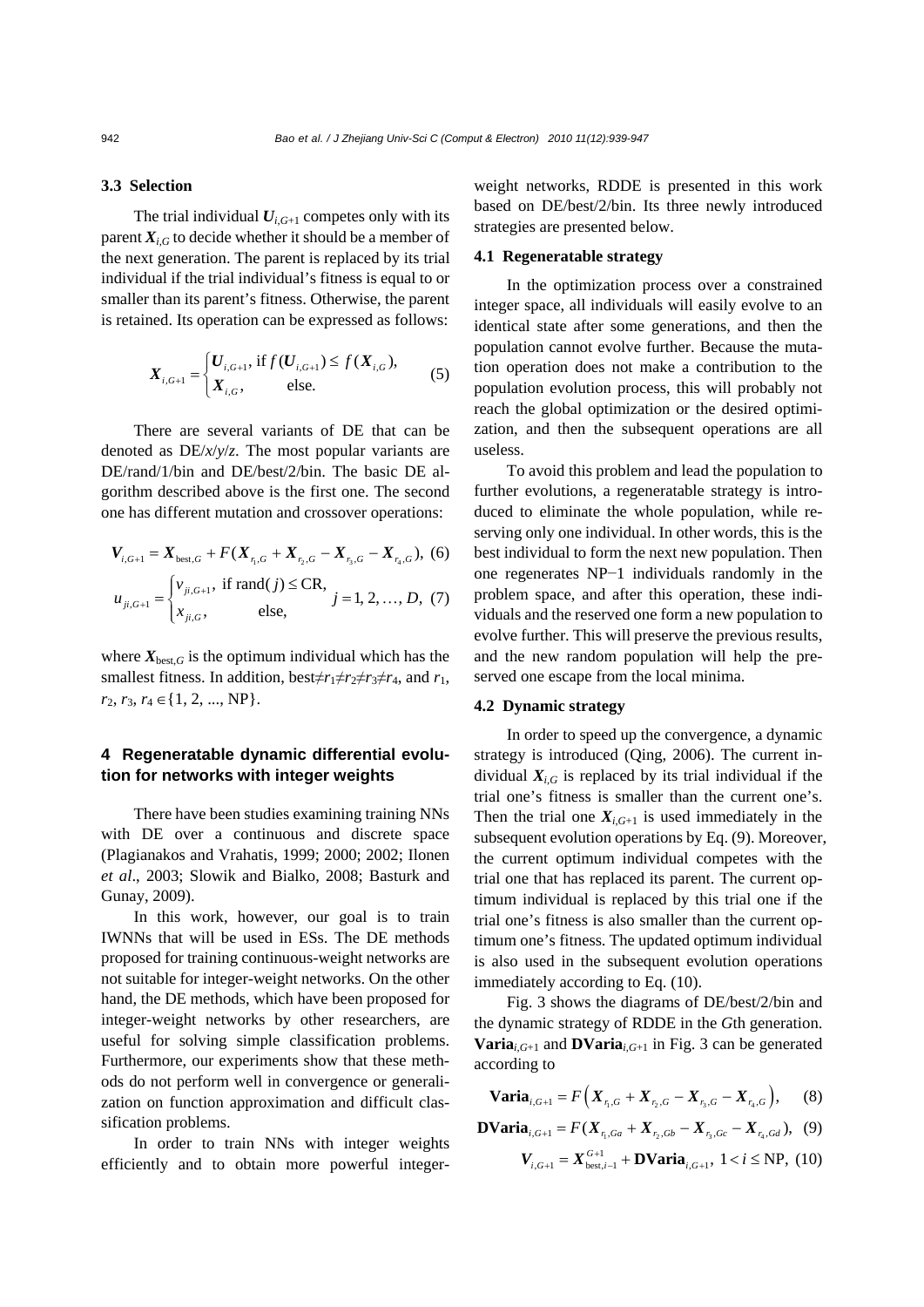### 3.3 Selection

The trial individual $\boldsymbol{U}_{i,G+1}$ competes only with its parent $\boldsymbol{X}_{i,G}$ to decide whether it should be a member of the next generation. The parent is replaced by its trial individual if the trial individual's fitness is equal to or smaller than its parent's fitness. Otherwise, the parent is retained. Its operation can be expressed as follows:

$$\boldsymbol{X}_{i,G+1}=\begin{cases}\boldsymbol{U}_{i,G+1}, \text{ if } f(\boldsymbol{U}_{i,G+1})\leq f(\boldsymbol{X}_{i,G}),\\ \boldsymbol{X}_{i,G}, \qquad \text{else.}\end{cases} \tag{5}$$

There are several variants of DE that can be denoted as DE/*x*/*y*/*z*. The most popular variants are DE/rand/1/bin and DE/best/2/bin. The basic DE algorithm described above is the first one. The second one has different mutation and crossover operations:

$$\boldsymbol{V}_{i,G+1}=\boldsymbol{X}_{\text{best},G}+F(\boldsymbol{X}_{r_1,G}+\boldsymbol{X}_{r_2,G}-\boldsymbol{X}_{r_3,G}-\boldsymbol{X}_{r_4,G}), \tag{6}$$

$$u_{ji,G+1}=\begin{cases}v_{ji,G+1}, \text{ if } \text{rand}(j)\leq \text{CR},\\ x_{ji,G}, \qquad \text{else,}\end{cases} \quad j=1, 2, \ldots, D, \tag{7}$$

where $\boldsymbol{X}_{\text{best},G}$ is the optimum individual which has the smallest fitness. In addition, best$\neq r_1\neq r_2\neq r_3\neq r_4$, and $r_1, r_2, r_3, r_4\in\{1, 2, ..., \text{NP}\}$.

## 4 Regeneratable dynamic differential evolution for networks with integer weights

There have been studies examining training NNs with DE over a continuous and discrete space (Plagianakos and Vrahatis, 1999; 2000; 2002; Ilonen *et al*., 2003; Slowik and Bialko, 2008; Basturk and Gunay, 2009).

In this work, however, our goal is to train IWNNs that will be used in ESs. The DE methods proposed for training continuous-weight networks are not suitable for integer-weight networks. On the other hand, the DE methods, which have been proposed for integer-weight networks by other researchers, are useful for solving simple classification problems. Furthermore, our experiments show that these methods do not perform well in convergence or generalization on function approximation and difficult classification problems.

In order to train NNs with integer weights efficiently and to obtain more powerful integer-weight networks, RDDE is presented in this work based on DE/best/2/bin. Its three newly introduced strategies are presented below.

### 4.1 Regeneratable strategy

In the optimization process over a constrained integer space, all individuals will easily evolve to an identical state after some generations, and then the population cannot evolve further. Because the mutation operation does not make a contribution to the population evolution process, this will probably not reach the global optimization or the desired optimization, and then the subsequent operations are all useless.

To avoid this problem and lead the population to further evolutions, a regeneratable strategy is introduced to eliminate the whole population, while reserving only one individual. In other words, this is the best individual to form the next new population. Then one regenerates NP−1 individuals randomly in the problem space, and after this operation, these individuals and the reserved one form a new population to evolve further. This will preserve the previous results, and the new random population will help the preserved one escape from the local minima.

### 4.2 Dynamic strategy

In order to speed up the convergence, a dynamic strategy is introduced (Qing, 2006). The current individual $\boldsymbol{X}_{i,G}$ is replaced by its trial individual if the trial one's fitness is smaller than the current one's. Then the trial one $\boldsymbol{X}_{i,G+1}$ is used immediately in the subsequent evolution operations by Eq. (9). Moreover, the current optimum individual competes with the trial one that has replaced its parent. The current optimum individual is replaced by this trial one if the trial one's fitness is also smaller than the current optimum one's fitness. The updated optimum individual is also used in the subsequent evolution operations immediately according to Eq. (10).

Fig. 3 shows the diagrams of DE/best/2/bin and the dynamic strategy of RDDE in the *G*th generation. $\mathbf{Varia}_{i,G+1}$ and $\mathbf{DVaria}_{i,G+1}$ in Fig. 3 can be generated according to

$$\mathbf{Varia}_{i,G+1}=F\left(\boldsymbol{X}_{r_1,G}+\boldsymbol{X}_{r_2,G}-\boldsymbol{X}_{r_3,G}-\boldsymbol{X}_{r_4,G}\right), \tag{8}$$

$$\mathbf{DVaria}_{i,G+1}=F(\boldsymbol{X}_{r_1,Ga}+\boldsymbol{X}_{r_2,Gb}-\boldsymbol{X}_{r_3,Gc}-\boldsymbol{X}_{r_4,Gd}), \tag{9}$$

$$\boldsymbol{V}_{i,G+1}=\boldsymbol{X}_{\text{best},i-1}^{G+1}+\mathbf{DVaria}_{i,G+1},\ 1<i\leq \text{NP}, \tag{10}$$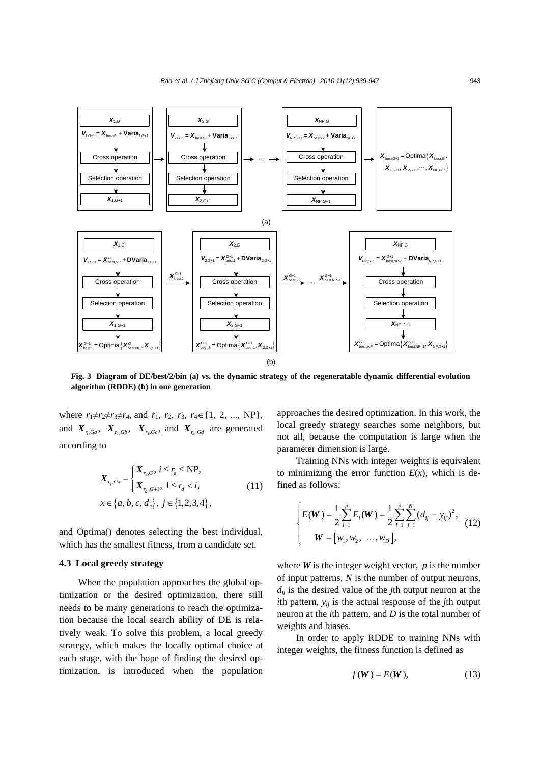Fig. 3 Diagram of DE/best/2/bin (a) vs. the dynamic strategy of the regeneratable dynamic differential evolution algorithm (RDDE) (b) in one generation

where $r_1 \neq r_2 \neq r_3 \neq r_4$, and $r_1, r_2, r_3, r_4 \in \{1, 2, ..., \text{NP}\}$, and $\boldsymbol{X}_{r_1,Ga}$, $\boldsymbol{X}_{r_2,Gb}$, $\boldsymbol{X}_{r_3,Gc}$, and $\boldsymbol{X}_{r_4,Gd}$ are generated according to

$$\boldsymbol{X}_{r_j,Gx} = \begin{cases} \boldsymbol{X}_{r_s,G}, \ i \le r_s \le \text{NP}, \\ \boldsymbol{X}_{r_d,G+1}, \ 1 \le r_d < i, \end{cases} \tag{11}$$
$$x \in \{a, b, c, d,\}, \ j \in \{1, 2, 3, 4\},$$

and Optima() denotes selecting the best individual, which has the smallest fitness, from a candidate set.

### 4.3 Local greedy strategy

When the population approaches the global optimization or the desired optimization, there still needs to be many generations to reach the optimization because the local search ability of DE is relatively weak. To solve this problem, a local greedy strategy, which makes the locally optimal choice at each stage, with the hope of finding the desired optimization, is introduced when the population approaches the desired optimization. In this work, the local greedy strategy searches some neighbors, but not all, because the computation is large when the parameter dimension is large.

Training NNs with integer weights is equivalent to minimizing the error function $E(x)$, which is defined as follows:

$$\begin{cases} E(\boldsymbol{W}) = \dfrac{1}{2}\displaystyle\sum_{i=1}^{p} E_i(\boldsymbol{W}) = \dfrac{1}{2}\sum_{i=1}^{p}\sum_{j=1}^{N}(d_{ij} - y_{ij})^2, \\ \quad \boldsymbol{W} = [w_1, w_2, \ \ldots, w_D], \end{cases} \tag{12}$$

where $\boldsymbol{W}$ is the integer weight vector, $p$ is the number of input patterns, $N$ is the number of output neurons, $d_{ij}$ is the desired value of the $j$th output neuron at the $i$th pattern, $y_{ij}$ is the actual response of the $j$th output neuron at the $i$th pattern, and $D$ is the total number of weights and biases.

In order to apply RDDE to training NNs with integer weights, the fitness function is defined as

$$f(\boldsymbol{W}) = E(\boldsymbol{W}), \tag{13}$$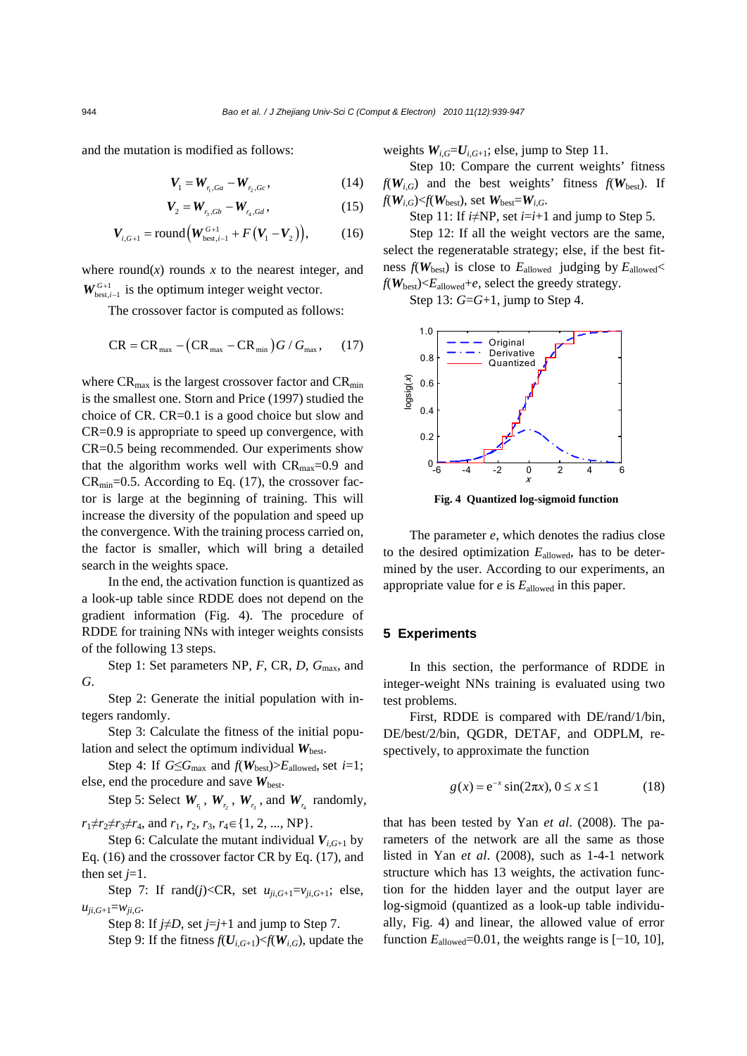and the mutation is modified as follows:

$$\boldsymbol{V}_1 = \boldsymbol{W}_{r_1,Ga} - \boldsymbol{W}_{r_2,Gc}, \tag{14}$$

$$\boldsymbol{V}_2 = \boldsymbol{W}_{r_3,Gb} - \boldsymbol{W}_{r_4,Gd}, \tag{15}$$

$$\boldsymbol{V}_{i,G+1} = \text{round}\left(\boldsymbol{W}_{\text{best},i-1}^{G+1} + F\left(\boldsymbol{V}_1 - \boldsymbol{V}_2\right)\right), \tag{16}$$

where round($x$) rounds $x$ to the nearest integer, and $\boldsymbol{W}_{\text{best},i-1}^{G+1}$ is the optimum integer weight vector.

The crossover factor is computed as follows:

$$\text{CR} = \text{CR}_{\max} - \left(\text{CR}_{\max} - \text{CR}_{\min}\right) G / G_{\max}, \tag{17}$$

where $\text{CR}_{\max}$ is the largest crossover factor and $\text{CR}_{\min}$ is the smallest one. Storn and Price (1997) studied the choice of CR. CR=0.1 is a good choice but slow and CR=0.9 is appropriate to speed up convergence, with CR=0.5 being recommended. Our experiments show that the algorithm works well with $\text{CR}_{\max}$=0.9 and $\text{CR}_{\min}$=0.5. According to Eq. (17), the crossover factor is large at the beginning of training. This will increase the diversity of the population and speed up the convergence. With the training process carried on, the factor is smaller, which will bring a detailed search in the weights space.

In the end, the activation function is quantized as a look-up table since RDDE does not depend on the gradient information (Fig. 4). The procedure of RDDE for training NNs with integer weights consists of the following 13 steps.

Step 1: Set parameters NP, $F$, CR, $D$, $G_{\max}$, and $G$.

Step 2: Generate the initial population with integers randomly.

Step 3: Calculate the fitness of the initial population and select the optimum individual $\boldsymbol{W}_{\text{best}}$.

Step 4: If $G \le G_{\max}$ and $f(\boldsymbol{W}_{\text{best}}) > E_{\text{allowed}}$, set $i$=1; else, end the procedure and save $\boldsymbol{W}_{\text{best}}$.

Step 5: Select $\boldsymbol{W}_{r_1}$, $\boldsymbol{W}_{r_2}$, $\boldsymbol{W}_{r_3}$, and $\boldsymbol{W}_{r_4}$ randomly, $r_1 \ne r_2 \ne r_3 \ne r_4$, and $r_1, r_2, r_3, r_4 \in \{1, 2, ..., \text{NP}\}$.

Step 6: Calculate the mutant individual $\boldsymbol{V}_{i,G+1}$ by Eq. (16) and the crossover factor CR by Eq. (17), and then set $j$=1.

Step 7: If rand($j$)<CR, set $u_{ji,G+1}=v_{ji,G+1}$; else, $u_{ji,G+1}=w_{ji,G}$.

Step 8: If $j \ne D$, set $j=j+1$ and jump to Step 7.

Step 9: If the fitness $f(\boldsymbol{U}_{i,G+1}) < f(\boldsymbol{W}_{i,G})$, update the weights $\boldsymbol{W}_{i,G}=\boldsymbol{U}_{i,G+1}$; else, jump to Step 11.

Step 10: Compare the current weights' fitness $f(\boldsymbol{W}_{i,G})$ and the best weights' fitness $f(\boldsymbol{W}_{\text{best}})$. If $f(\boldsymbol{W}_{i,G}) < f(\boldsymbol{W}_{\text{best}})$, set $\boldsymbol{W}_{\text{best}}=\boldsymbol{W}_{i,G}$.

Step 11: If $i \ne$NP, set $i=i+1$ and jump to Step 5.

Step 12: If all the weight vectors are the same, select the regeneratable strategy; else, if the best fitness $f(\boldsymbol{W}_{\text{best}})$ is close to $E_{\text{allowed}}$ judging by $E_{\text{allowed}} < f(\boldsymbol{W}_{\text{best}}) < E_{\text{allowed}} + e$, select the greedy strategy.

Step 13: $G=G+1$, jump to Step 4.

**Fig. 4 Quantized log-sigmoid function**

The parameter $e$, which denotes the radius close to the desired optimization $E_{\text{allowed}}$, has to be determined by the user. According to our experiments, an appropriate value for $e$ is $E_{\text{allowed}}$ in this paper.

## 5 Experiments

In this section, the performance of RDDE in integer-weight NNs training is evaluated using two test problems.

First, RDDE is compared with DE/rand/1/bin, DE/best/2/bin, QGDR, DETAF, and ODPLM, respectively, to approximate the function

$$g(x) = \text{e}^{-x}\sin(2\pi x),\ 0 \le x \le 1 \tag{18}$$

that has been tested by Yan *et al*. (2008). The parameters of the network are all the same as those listed in Yan *et al*. (2008), such as 1-4-1 network structure which has 13 weights, the activation function for the hidden layer and the output layer are log-sigmoid (quantized as a look-up table individually, Fig. 4) and linear, the allowed value of error function $E_{\text{allowed}}$=0.01, the weights range is [−10, 10],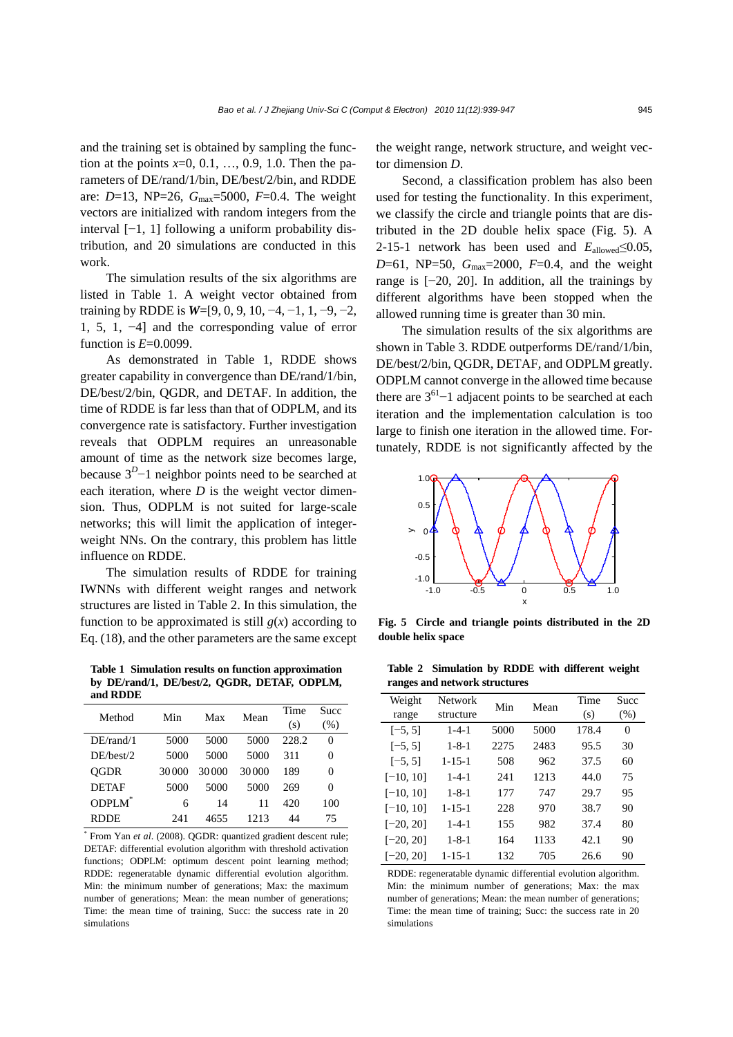and the training set is obtained by sampling the function at the points $x$=0, 0.1, …, 0.9, 1.0. Then the parameters of DE/rand/1/bin, DE/best/2/bin, and RDDE are: $D$=13, NP=26, $G_{\max}$=5000, $F$=0.4. The weight vectors are initialized with random integers from the interval [−1, 1] following a uniform probability distribution, and 20 simulations are conducted in this work.

The simulation results of the six algorithms are listed in Table 1. A weight vector obtained from training by RDDE is $\boldsymbol{W}$=[9, 0, 9, 10, −4, −1, 1, −9, −2, 1, 5, 1, −4] and the corresponding value of error function is $E$=0.0099.

As demonstrated in Table 1, RDDE shows greater capability in convergence than DE/rand/1/bin, DE/best/2/bin, QGDR, and DETAF. In addition, the time of RDDE is far less than that of ODPLM, and its convergence rate is satisfactory. Further investigation reveals that ODPLM requires an unreasonable amount of time as the network size becomes large, because $3^D-1$ neighbor points need to be searched at each iteration, where $D$ is the weight vector dimension. Thus, ODPLM is not suited for large-scale networks; this will limit the application of integer-weight NNs. On the contrary, this problem has little influence on RDDE.

The simulation results of RDDE for training IWNNs with different weight ranges and network structures are listed in Table 2. In this simulation, the function to be approximated is still $g(x)$ according to Eq. (18), and the other parameters are the same except the weight range, network structure, and weight vector dimension $D$.

Second, a classification problem has also been used for testing the functionality. In this experiment, we classify the circle and triangle points that are distributed in the 2D double helix space (Fig. 5). A 2-15-1 network has been used and $E_{\text{allowed}}$≤0.05, $D$=61, NP=50, $G_{\max}$=2000, $F$=0.4, and the weight range is [−20, 20]. In addition, all the trainings by different algorithms have been stopped when the allowed running time is greater than 30 min.

The simulation results of the six algorithms are shown in Table 3. RDDE outperforms DE/rand/1/bin, DE/best/2/bin, QGDR, DETAF, and ODPLM greatly. ODPLM cannot converge in the allowed time because there are $3^{61}-1$ adjacent points to be searched at each iteration and the implementation calculation is too large to finish one iteration in the allowed time. Fortunately, RDDE is not significantly affected by the

**Fig. 5 Circle and triangle points distributed in the 2D double helix space**

**Table 1 Simulation results on function approximation by DE/rand/1, DE/best/2, QGDR, DETAF, ODPLM, and RDDE**

| Method | Min | Max | Mean | Time (s) | Succ (%) |
|---|---|---|---|---|---|
| DE/rand/1 | 5000 | 5000 | 5000 | 228.2 | 0 |
| DE/best/2 | 5000 | 5000 | 5000 | 311 | 0 |
| QGDR | 30 000 | 30 000 | 30 000 | 189 | 0 |
| DETAF | 5000 | 5000 | 5000 | 269 | 0 |
| ODPLM* | 6 | 14 | 11 | 420 | 100 |
| RDDE | 241 | 4655 | 1213 | 44 | 75 |

\* From Yan *et al*. (2008). QGDR: quantized gradient descent rule; DETAF: differential evolution algorithm with threshold activation functions; ODPLM: optimum descent point learning method; RDDE: regeneratable dynamic differential evolution algorithm. Min: the minimum number of generations; Max: the maximum number of generations; Mean: the mean number of generations; Time: the mean time of training, Succ: the success rate in 20 simulations

**Table 2 Simulation by RDDE with different weight ranges and network structures**

| Weight range | Network structure | Min | Mean | Time (s) | Succ (%) |
|---|---|---|---|---|---|
| [−5, 5] | 1-4-1 | 5000 | 5000 | 178.4 | 0 |
| [−5, 5] | 1-8-1 | 2275 | 2483 | 95.5 | 30 |
| [−5, 5] | 1-15-1 | 508 | 962 | 37.5 | 60 |
| [−10, 10] | 1-4-1 | 241 | 1213 | 44.0 | 75 |
| [−10, 10] | 1-8-1 | 177 | 747 | 29.7 | 95 |
| [−10, 10] | 1-15-1 | 228 | 970 | 38.7 | 90 |
| [−20, 20] | 1-4-1 | 155 | 982 | 37.4 | 80 |
| [−20, 20] | 1-8-1 | 164 | 1133 | 42.1 | 90 |
| [−20, 20] | 1-15-1 | 132 | 705 | 26.6 | 90 |

RDDE: regeneratable dynamic differential evolution algorithm. Min: the minimum number of generations; Max: the max number of generations; Mean: the mean number of generations; Time: the mean time of training; Succ: the success rate in 20 simulations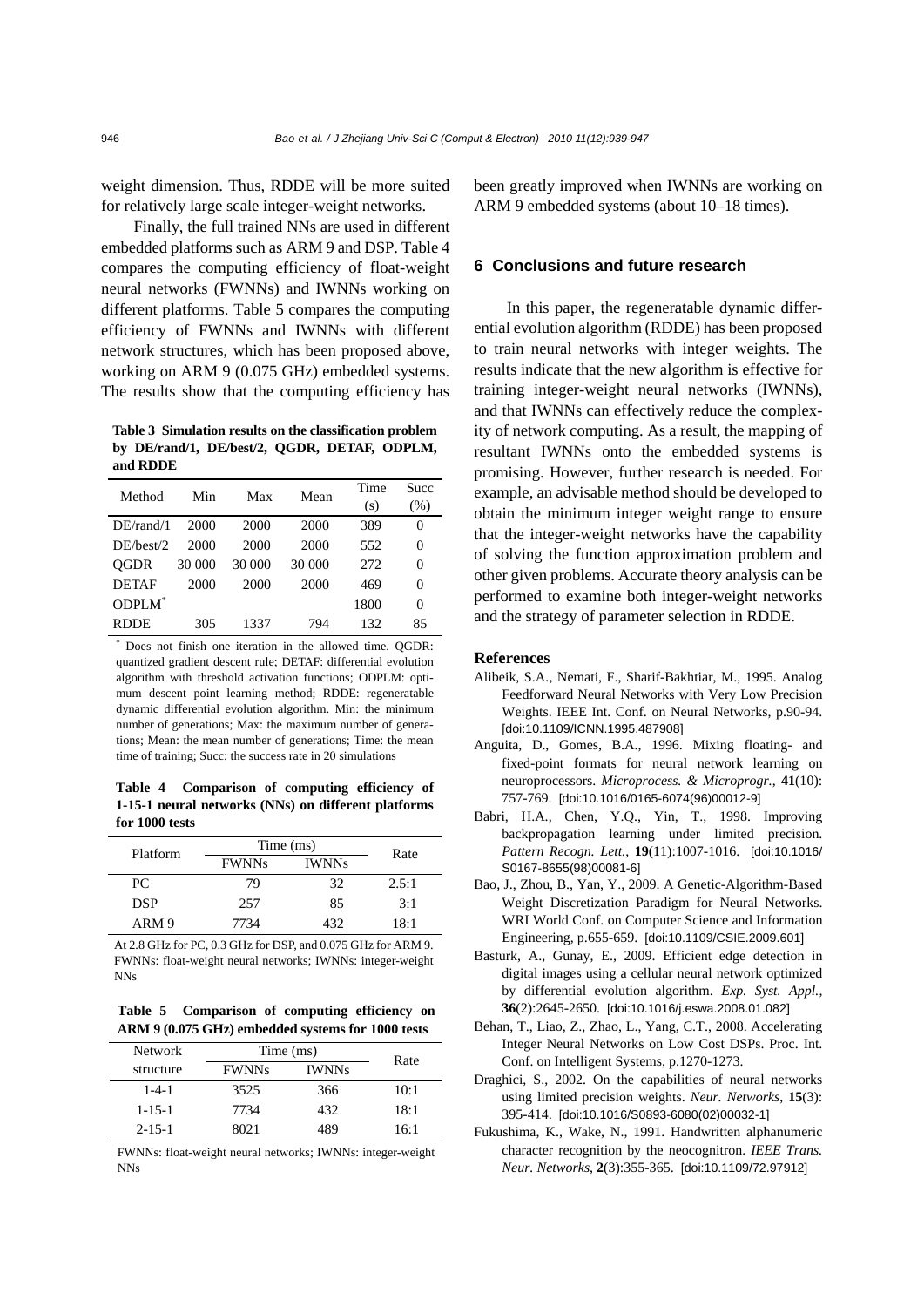weight dimension. Thus, RDDE will be more suited for relatively large scale integer-weight networks.

Finally, the full trained NNs are used in different embedded platforms such as ARM 9 and DSP. Table 4 compares the computing efficiency of float-weight neural networks (FWNNs) and IWNNs working on different platforms. Table 5 compares the computing efficiency of FWNNs and IWNNs with different network structures, which has been proposed above, working on ARM 9 (0.075 GHz) embedded systems. The results show that the computing efficiency has been greatly improved when IWNNs are working on ARM 9 embedded systems (about 10–18 times).

**Table 3 Simulation results on the classification problem by DE/rand/1, DE/best/2, QGDR, DETAF, ODPLM, and RDDE**

| Method | Min | Max | Mean | Time (s) | Succ (%) |
|---|---|---|---|---|---|
| DE/rand/1 | 2000 | 2000 | 2000 | 389 | 0 |
| DE/best/2 | 2000 | 2000 | 2000 | 552 | 0 |
| QGDR | 30 000 | 30 000 | 30 000 | 272 | 0 |
| DETAF | 2000 | 2000 | 2000 | 469 | 0 |
| ODPLM* | | | | 1800 | 0 |
| RDDE | 305 | 1337 | 794 | 132 | 85 |

* Does not finish one iteration in the allowed time. QGDR: quantized gradient descent rule; DETAF: differential evolution algorithm with threshold activation functions; ODPLM: optimum descent point learning method; RDDE: regeneratable dynamic differential evolution algorithm. Min: the minimum number of generations; Max: the maximum number of generations; Mean: the mean number of generations; Time: the mean time of training; Succ: the success rate in 20 simulations

**Table 4 Comparison of computing efficiency of 1-15-1 neural networks (NNs) on different platforms for 1000 tests**

| Platform | Time (ms) | | Rate |
|---|---|---|---|
| | FWNNs | IWNNs | |
| PC | 79 | 32 | 2.5:1 |
| DSP | 257 | 85 | 3:1 |
| ARM 9 | 7734 | 432 | 18:1 |

At 2.8 GHz for PC, 0.3 GHz for DSP, and 0.075 GHz for ARM 9. FWNNs: float-weight neural networks; IWNNs: integer-weight NNs

**Table 5 Comparison of computing efficiency on ARM 9 (0.075 GHz) embedded systems for 1000 tests**

| Network structure | Time (ms) | | Rate |
|---|---|---|---|
| | FWNNs | IWNNs | |
| 1-4-1 | 3525 | 366 | 10:1 |
| 1-15-1 | 7734 | 432 | 18:1 |
| 2-15-1 | 8021 | 489 | 16:1 |

FWNNs: float-weight neural networks; IWNNs: integer-weight NNs

## 6 Conclusions and future research

In this paper, the regeneratable dynamic differential evolution algorithm (RDDE) has been proposed to train neural networks with integer weights. The results indicate that the new algorithm is effective for training integer-weight neural networks (IWNNs), and that IWNNs can effectively reduce the complexity of network computing. As a result, the mapping of resultant IWNNs onto the embedded systems is promising. However, further research is needed. For example, an advisable method should be developed to obtain the minimum integer weight range to ensure that the integer-weight networks have the capability of solving the function approximation problem and other given problems. Accurate theory analysis can be performed to examine both integer-weight networks and the strategy of parameter selection in RDDE.

### References

Alibeik, S.A., Nemati, F., Sharif-Bakhtiar, M., 1995. Analog Feedforward Neural Networks with Very Low Precision Weights. IEEE Int. Conf. on Neural Networks, p.90-94. [doi:10.1109/ICNN.1995.487908]

Anguita, D., Gomes, B.A., 1996. Mixing floating- and fixed-point formats for neural network learning on neuroprocessors. *Microprocess. & Microprogr.*, **41**(10): 757-769. [doi:10.1016/0165-6074(96)00012-9]

Babri, H.A., Chen, Y.Q., Yin, T., 1998. Improving backpropagation learning under limited precision. *Pattern Recogn. Lett.*, **19**(11):1007-1016. [doi:10.1016/S0167-8655(98)00081-6]

Bao, J., Zhou, B., Yan, Y., 2009. A Genetic-Algorithm-Based Weight Discretization Paradigm for Neural Networks. WRI World Conf. on Computer Science and Information Engineering, p.655-659. [doi:10.1109/CSIE.2009.601]

Basturk, A., Gunay, E., 2009. Efficient edge detection in digital images using a cellular neural network optimized by differential evolution algorithm. *Exp. Syst. Appl.*, **36**(2):2645-2650. [doi:10.1016/j.eswa.2008.01.082]

Behan, T., Liao, Z., Zhao, L., Yang, C.T., 2008. Accelerating Integer Neural Networks on Low Cost DSPs. Proc. Int. Conf. on Intelligent Systems, p.1270-1273.

Draghici, S., 2002. On the capabilities of neural networks using limited precision weights. *Neur. Networks*, **15**(3): 395-414. [doi:10.1016/S0893-6080(02)00032-1]

Fukushima, K., Wake, N., 1991. Handwritten alphanumeric character recognition by the neocognitron. *IEEE Trans. Neur. Networks*, **2**(3):355-365. [doi:10.1109/72.97912]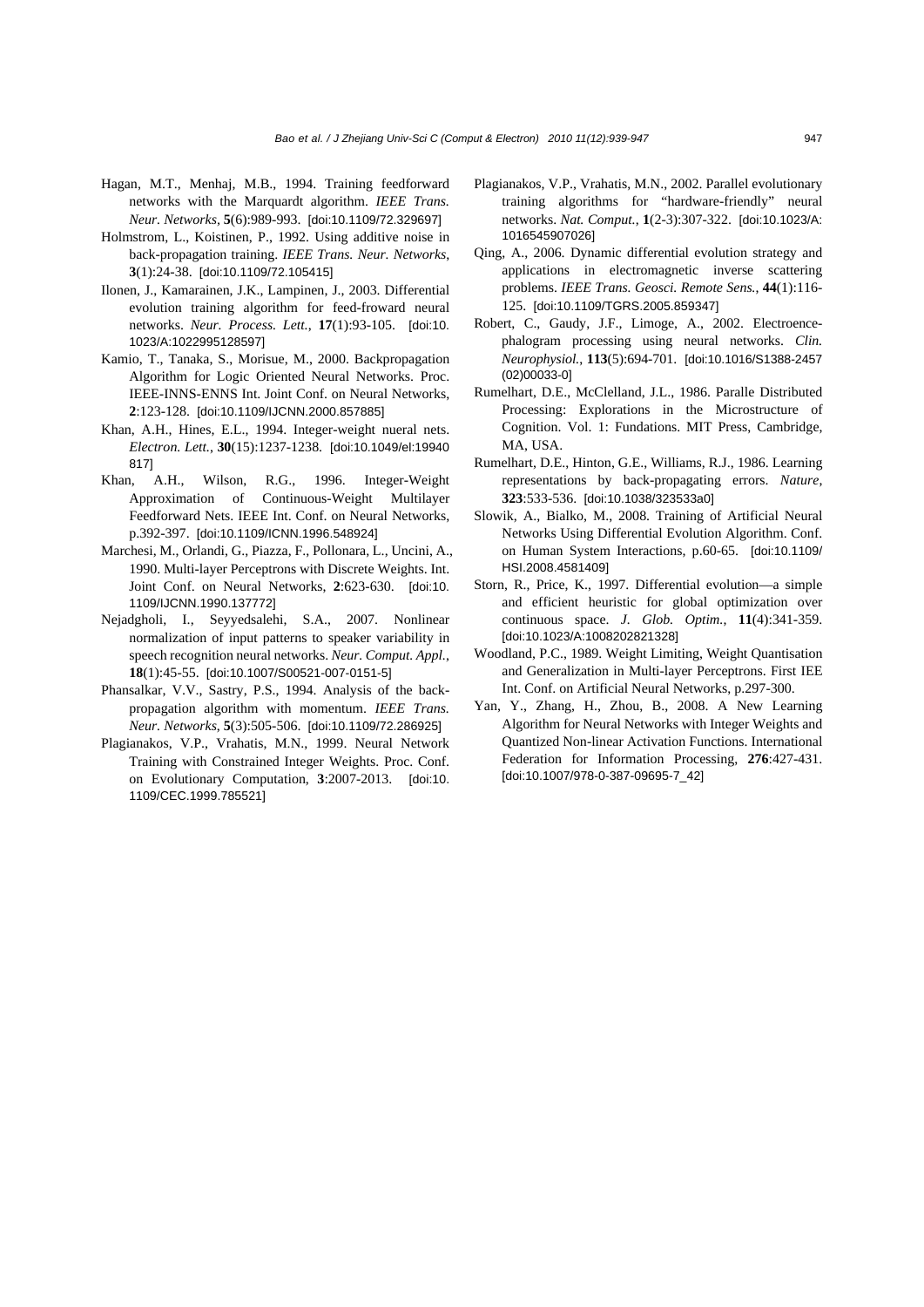Hagan, M.T., Menhaj, M.B., 1994. Training feedforward networks with the Marquardt algorithm. *IEEE Trans. Neur. Networks*, **5**(6):989-993. [doi:10.1109/72.329697]

Holmstrom, L., Koistinen, P., 1992. Using additive noise in back-propagation training. *IEEE Trans. Neur. Networks*, **3**(1):24-38. [doi:10.1109/72.105415]

Ilonen, J., Kamarainen, J.K., Lampinen, J., 2003. Differential evolution training algorithm for feed-froward neural networks. *Neur. Process. Lett.*, **17**(1):93-105. [doi:10.1023/A:1022995128597]

Kamio, T., Tanaka, S., Morisue, M., 2000. Backpropagation Algorithm for Logic Oriented Neural Networks. Proc. IEEE-INNS-ENNS Int. Joint Conf. on Neural Networks, **2**:123-128. [doi:10.1109/IJCNN.2000.857885]

Khan, A.H., Hines, E.L., 1994. Integer-weight nueral nets. *Electron. Lett.*, **30**(15):1237-1238. [doi:10.1049/el:19940817]

Khan, A.H., Wilson, R.G., 1996. Integer-Weight Approximation of Continuous-Weight Multilayer Feedforward Nets. IEEE Int. Conf. on Neural Networks, p.392-397. [doi:10.1109/ICNN.1996.548924]

Marchesi, M., Orlandi, G., Piazza, F., Pollonara, L., Uncini, A., 1990. Multi-layer Perceptrons with Discrete Weights. Int. Joint Conf. on Neural Networks, **2**:623-630. [doi:10.1109/IJCNN.1990.137772]

Nejadgholi, I., Seyyedsalehi, S.A., 2007. Nonlinear normalization of input patterns to speaker variability in speech recognition neural networks. *Neur. Comput. Appl.*, **18**(1):45-55. [doi:10.1007/S00521-007-0151-5]

Phansalkar, V.V., Sastry, P.S., 1994. Analysis of the back-propagation algorithm with momentum. *IEEE Trans. Neur. Networks*, **5**(3):505-506. [doi:10.1109/72.286925]

Plagianakos, V.P., Vrahatis, M.N., 1999. Neural Network Training with Constrained Integer Weights. Proc. Conf. on Evolutionary Computation, **3**:2007-2013. [doi:10.1109/CEC.1999.785521]

Plagianakos, V.P., Vrahatis, M.N., 2002. Parallel evolutionary training algorithms for "hardware-friendly" neural networks. *Nat. Comput.*, **1**(2-3):307-322. [doi:10.1023/A:1016545907026]

Qing, A., 2006. Dynamic differential evolution strategy and applications in electromagnetic inverse scattering problems. *IEEE Trans. Geosci. Remote Sens.*, **44**(1):116-125. [doi:10.1109/TGRS.2005.859347]

Robert, C., Gaudy, J.F., Limoge, A., 2002. Electroencephalogram processing using neural networks. *Clin. Neurophysiol.*, **113**(5):694-701. [doi:10.1016/S1388-2457(02)00033-0]

Rumelhart, D.E., McClelland, J.L., 1986. Paralle Distributed Processing: Explorations in the Microstructure of Cognition. Vol. 1: Fundations. MIT Press, Cambridge, MA, USA.

Rumelhart, D.E., Hinton, G.E., Williams, R.J., 1986. Learning representations by back-propagating errors. *Nature*, **323**:533-536. [doi:10.1038/323533a0]

Slowik, A., Bialko, M., 2008. Training of Artificial Neural Networks Using Differential Evolution Algorithm. Conf. on Human System Interactions, p.60-65. [doi:10.1109/HSI.2008.4581409]

Storn, R., Price, K., 1997. Differential evolution—a simple and efficient heuristic for global optimization over continuous space. *J. Glob. Optim.*, **11**(4):341-359. [doi:10.1023/A:1008202821328]

Woodland, P.C., 1989. Weight Limiting, Weight Quantisation and Generalization in Multi-layer Perceptrons. First IEE Int. Conf. on Artificial Neural Networks, p.297-300.

Yan, Y., Zhang, H., Zhou, B., 2008. A New Learning Algorithm for Neural Networks with Integer Weights and Quantized Non-linear Activation Functions. International Federation for Information Processing, **276**:427-431. [doi:10.1007/978-0-387-09695-7_42]